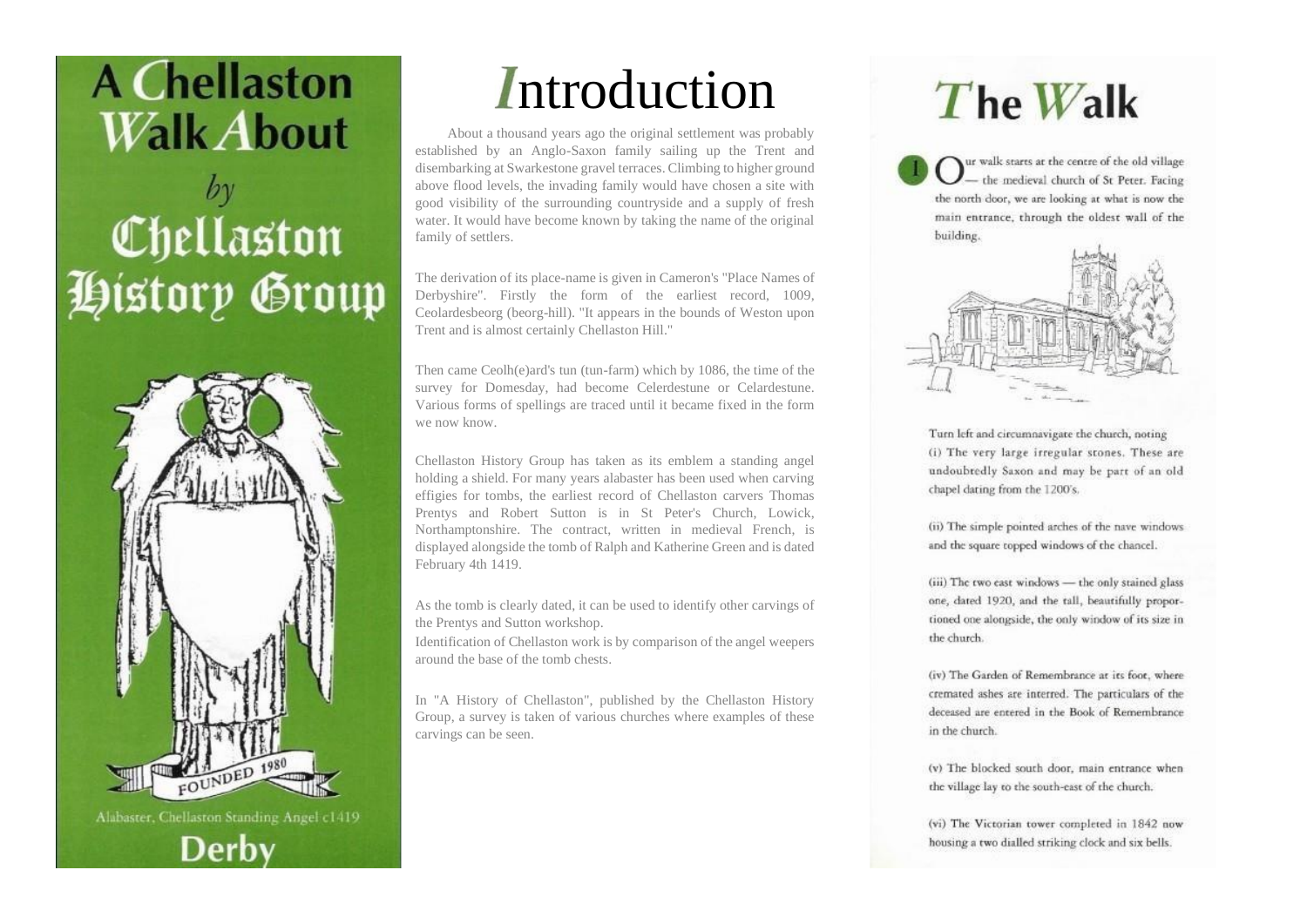# A Chellaston Walk About

*by*

# Chellaston History Group

FOUNDED 1980

Alabaster, Chellaston Standing Angel c1419

**Derby**

# Introduction

About a thousand years ago the original settlement was probably established by an Anglo-Saxon family sailing up the Trent and disembarking at Swarkestone gravel terraces. Climbing to higher ground above flood levels, the invading family would have chosen a site with good visibility of the surrounding countryside and a supply of fresh water. It would have become known by taking the name of the original family of settlers.

The derivation of its place-name is given in Cameron's "Place Names of Derbyshire". Firstly the form of the earliest record, 1009, Ceolardesbeorg (beorg-hill). "It appears in the bounds of Weston upon Trent and is almost certainly Chellaston Hill."

Then came Ceolh(e)ard's tun (tun-farm) which by 1086, the time of the survey for Domesday, had become Celerdestune or Celardestune. Various forms of spellings are traced until it became fixed in the form we now know.

Chellaston History Group has taken as its emblem a standing angel holding a shield. For many years alabaster has been used when carving effigies for tombs, the earliest record of Chellaston carvers Thomas Prentys and Robert Sutton is in St Peter's Church, Lowick, Northamptonshire. The contract, written in medieval French, is displayed alongside the tomb of Ralph and Katherine Green and is dated February 4th 1419.

As the tomb is clearly dated, it can be used to identify other carvings of the Prentys and Sutton workshop.

Identification of Chellaston work is by comparison of the angel weepers around the base of the tomb chests.

In "A History of Chellaston", published by the Chellaston History Group, a survey is taken of various churches where examples of these carvings can be seen.

# The Walk

**1** Our walk starts at the centre of the old village — the medieval church of St Peter. Facing the north door, we are looking at what is now the main entrance, through the oldest wall of the building.

Turn left and circumnavigate the church, noting

(i) The very large irregular stones. These are undoubtedly Saxon and may be part of an old chapel dating from the 1200's.

(ii) The simple pointed arches of the nave windows and the square topped windows of the chancel.

(iii) The two east windows — the only stained glass one, dated 1920, and the tall, beautifully proportioned one alongside, the only window of its size in the church.

(iv) The Garden of Remembrance at its foot, where cremated ashes are interred. The particulars of the deceased are entered in the Book of Remembrance in the church.

(v) The blocked south door, main entrance when the village lay to the south-east of the church.

(vi) The Victorian tower completed in 1842 now housing a two dialled striking clock and six bells.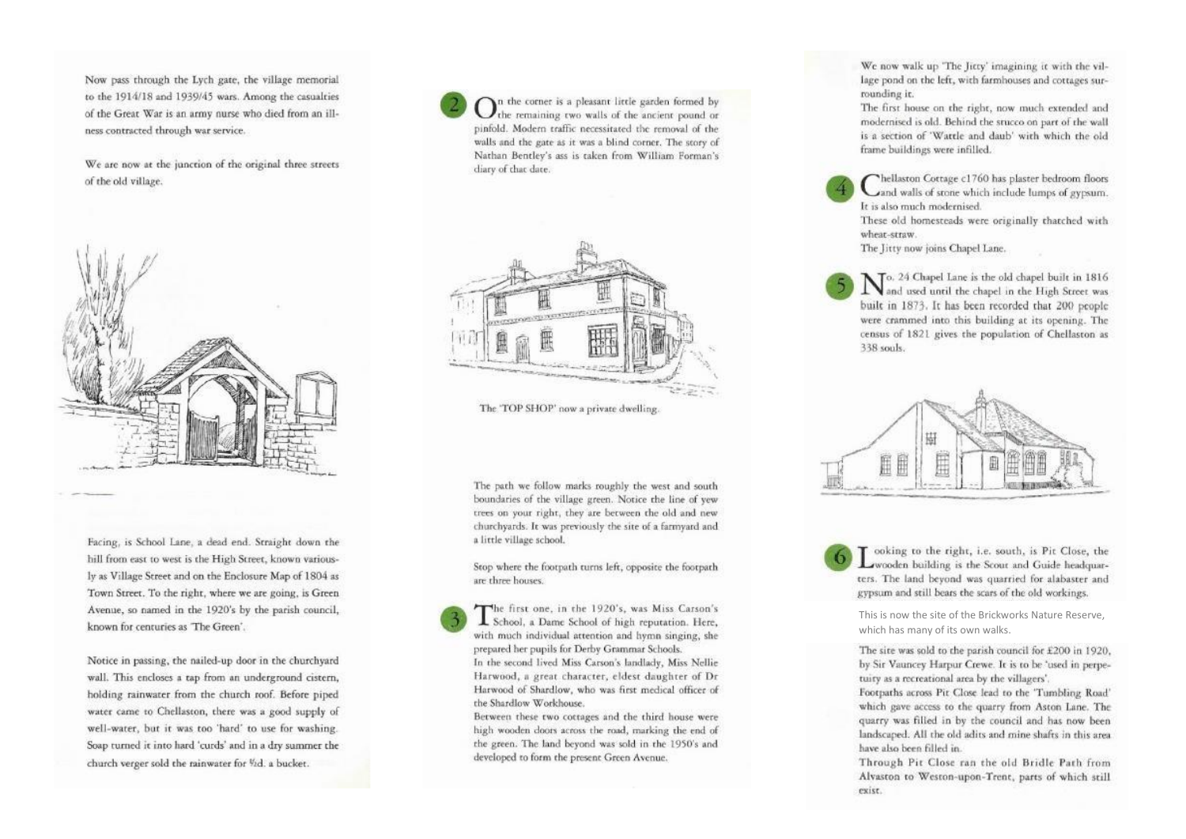Now pass through the Lych gate, the village memorial to the 1914/18 and 1939/45 wars. Among the casualties of the Great War is an army nurse who died from an illness contracted through war service.

We are now at the junction of the original three streets of the old village.

Facing, is School Lane, a dead end. Straight down the hill from east to west is the High Street, known variously as Village Street and on the Enclosure Map of 1804 as Town Street. To the right, where we are going, is Green Avenue, so named in the 1920's by the parish council, known for centuries as 'The Green'.

Notice in passing, the nailed-up door in the churchyard wall. This encloses a tap from an underground cistern, holding rainwater from the church roof. Before piped water came to Chellaston, there was a good supply of well-water, but it was too 'hard' to use for washing. Soap turned it into hard 'curds' and in a dry summer the church verger sold the rainwater for ½d. a bucket.

**2** On the corner is a pleasant little garden formed by the remaining two walls of the ancient pound or pinfold. Modern traffic necessitated the removal of the walls and the gate as it was a blind corner. The story of Nathan Bentley's ass is taken from William Forman's diary of that date.

The 'TOP SHOP' now a private dwelling.

The path we follow marks roughly the west and south boundaries of the village green. Notice the line of yew trees on your right, they are between the old and new churchyards. It was previously the site of a farmyard and a little village school.

Stop where the footpath turns left, opposite the footpath are three houses.

**3** The first one, in the 1920's, was Miss Carson's School, a Dame School of high reputation. Here, with much individual attention and hymn singing, she prepared her pupils for Derby Grammar Schools.
In the second lived Miss Carson's landlady, Miss Nellie Harwood, a great character, eldest daughter of Dr Harwood of Shardlow, who was first medical officer of the Shardlow Workhouse.
Between these two cottages and the third house were high wooden doors across the road, marking the end of the green. The land beyond was sold in the 1950's and developed to form the present Green Avenue.

We now walk up 'The Jitty' imagining it with the village pond on the left, with farmhouses and cottages surrounding it.
The first house on the right, now much extended and modernised is old. Behind the stucco on part of the wall is a section of 'Wattle and daub' with which the old frame buildings were infilled.

**4** Chellaston Cottage c1760 has plaster bedroom floors and walls of stone which include lumps of gypsum. It is also much modernised.
These old homesteads were originally thatched with wheat-straw.
The Jitty now joins Chapel Lane.

**5** No. 24 Chapel Lane is the old chapel built in 1816 and used until the chapel in the High Street was built in 1873. It has been recorded that 200 people were crammed into this building at its opening. The census of 1821 gives the population of Chellaston as 338 souls.

**6** Looking to the right, i.e. south, is Pit Close, the wooden building is the Scout and Guide headquarters. The land beyond was quarried for alabaster and gypsum and still bears the scars of the old workings.

This is now the site of the Brickworks Nature Reserve, which has many of its own walks.

The site was sold to the parish council for £200 in 1920, by Sir Vauncey Harpur Crewe. It is to be 'used in perpetuity as a recreational area by the villagers'.
Footpaths across Pit Close lead to the 'Tumbling Road' which gave access to the quarry from Aston Lane. The quarry was filled in by the council and has now been landscaped. All the old adits and mine shafts in this area have also been filled in.
Through Pit Close ran the old Bridle Path from Alvaston to Weston-upon-Trent, parts of which still exist.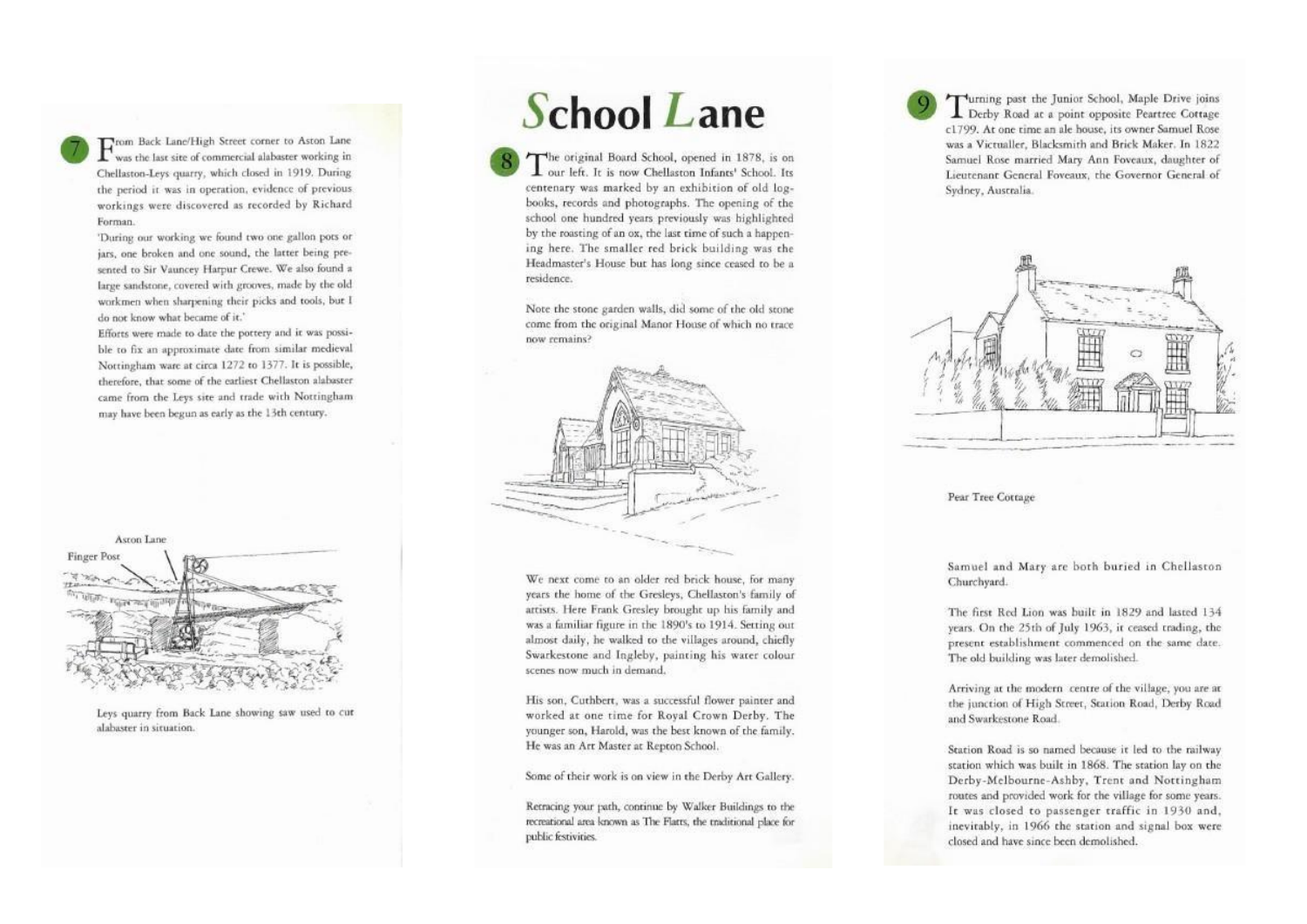**7** From Back Lane/High Street corner to Aston Lane was the last site of commercial alabaster working in Chellaston-Leys quarry, which closed in 1919. During the period it was in operation, evidence of previous workings were discovered as recorded by Richard Forman.

'During our working we found two one gallon pots or jars, one broken and one sound, the latter being presented to Sir Vauncey Harpur Crewe. We also found a large sandstone, covered with grooves, made by the old workmen when sharpening their picks and tools, but I do not know what became of it.'

Efforts were made to date the pottery and it was possible to fix an approximate date from similar medieval Nottingham ware at circa 1272 to 1377. It is possible, therefore, that some of the earliest Chellaston alabaster came from the Leys site and trade with Nottingham may have begun as early as the 13th century.

Aston Lane

Finger Post

Leys quarry from Back Lane showing saw used to cut alabaster in situation.

# School Lane

**8** The original Board School, opened in 1878, is on our left. It is now Chellaston Infants' School. Its centenary was marked by an exhibition of old logbooks, records and photographs. The opening of the school one hundred years previously was highlighted by the roasting of an ox, the last time of such a happening here. The smaller red brick building was the Headmaster's House but has long since ceased to be a residence.

Note the stone garden walls, did some of the old stone come from the original Manor House of which no trace now remains?

We next come to an older red brick house, for many years the home of the Gresleys, Chellaston's family of artists. Here Frank Gresley brought up his family and was a familiar figure in the 1890's to 1914. Setting out almost daily, he walked to the villages around, chiefly Swarkestone and Ingleby, painting his water colour scenes now much in demand.

His son, Cuthbert, was a successful flower painter and worked at one time for Royal Crown Derby. The younger son, Harold, was the best known of the family. He was an Art Master at Repton School.

Some of their work is on view in the Derby Art Gallery.

Retracing your path, continue by Walker Buildings to the recreational area known as The Flatts, the traditional place for public festivities.

**9** Turning past the Junior School, Maple Drive joins Derby Road at a point opposite Peartree Cottage c1799. At one time an ale house, its owner Samuel Rose was a Victualler, Blacksmith and Brick Maker. In 1822 Samuel Rose married Mary Ann Foveaux, daughter of Lieutenant General Foveaux, the Governor General of Sydney, Australia.

Pear Tree Cottage

Samuel and Mary are both buried in Chellaston Churchyard.

The first Red Lion was built in 1829 and lasted 134 years. On the 25th of July 1963, it ceased trading, the present establishment commenced on the same date. The old building was later demolished.

Arriving at the modern centre of the village, you are at the junction of High Street, Station Road, Derby Road and Swarkestone Road.

Station Road is so named because it led to the railway station which was built in 1868. The station lay on the Derby-Melbourne-Ashby, Trent and Nottingham routes and provided work for the village for some years. It was closed to passenger traffic in 1930 and, inevitably, in 1966 the station and signal box were closed and have since been demolished.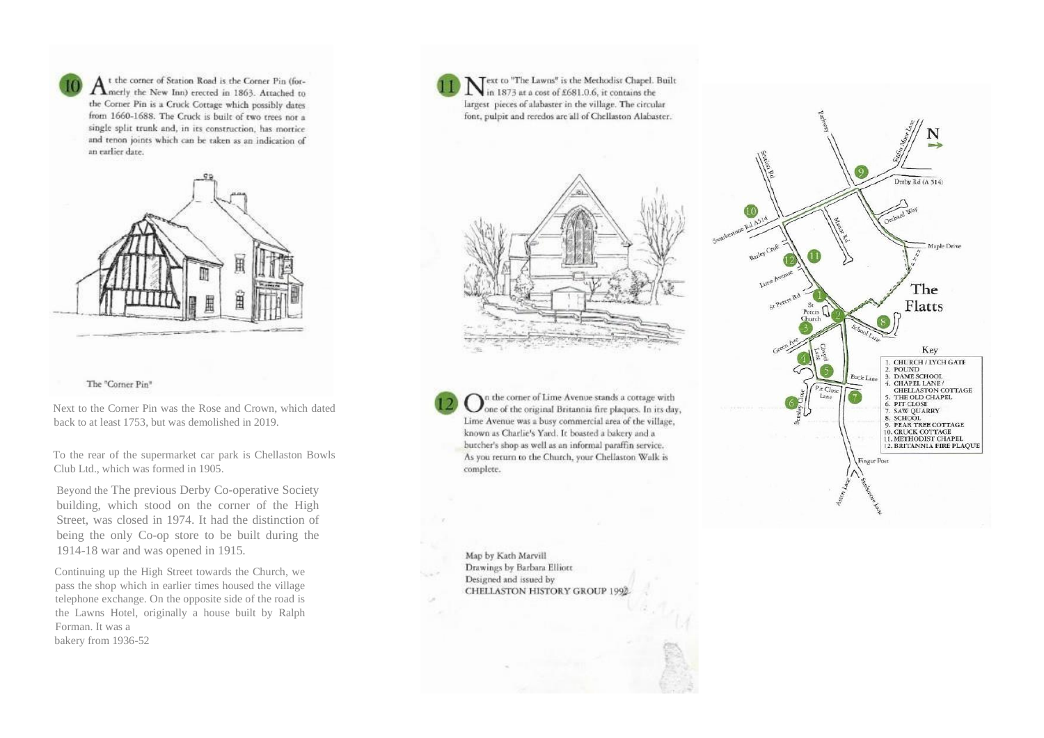**10** At the corner of Station Road is the Corner Pin (formerly the New Inn) erected in 1863. Attached to the Corner Pin is a Cruck Cottage which possibly dates from 1660-1688. The Cruck is built of two trees not a single split trunk and, in its construction, has mortice and tenon joints which can be taken as an indication of an earlier date.

The "Corner Pin"

Next to the Corner Pin was the Rose and Crown, which dated back to at least 1753, but was demolished in 2019.

To the rear of the supermarket car park is Chellaston Bowls Club Ltd., which was formed in 1905.

Beyond the The previous Derby Co-operative Society building, which stood on the corner of the High Street, was closed in 1974. It had the distinction of being the only Co-op store to be built during the 1914-18 war and was opened in 1915.

Continuing up the High Street towards the Church, we pass the shop which in earlier times housed the village telephone exchange. On the opposite side of the road is the Lawns Hotel, originally a house built by Ralph Forman. It was a bakery from 1936-52

**11** Next to "The Lawns" is the Methodist Chapel. Built in 1873 at a cost of £681.0.6, it contains the largest pieces of alabaster in the village. The circular font, pulpit and reredos are all of Chellaston Alabaster.

**12** On the corner of Lime Avenue stands a cottage with one of the original Britannia fire plaques. In its day, Lime Avenue was a busy commercial area of the village, known as Charlie's Yard. It boasted a bakery and a butcher's shop as well as an informal paraffin service. As you return to the Church, your Chellaston Walk is complete.

Map by Kath Marvill
Drawings by Barbara Elliott
Designed and issued by
CHELLASTON HISTORY GROUP 1992

N

Pathway
Station Rd
Swarkestone Rd A514
Bailey Croft
Lime Avenue
St Peters Rd
St Peters Church
Green Ave
Chapel Lane
Pit Close Lane
Barnsley Close
Manor Rd
Derby Rd (A 514)
Orchard Way
Maple Drive
School Lane
Back Lane
Finger Post
Aston Lane
Swarkestone Lane

The Flatts

Key
1. CHURCH / LYCH GATE
2. POUND
3. DAME SCHOOL
4. CHAPEL LANE / CHELLASTON COTTAGE
5. THE OLD CHAPEL
6. PIT CLOSE
7. SAW QUARRY
8. SCHOOL
9. PEAR TREE COTTAGE
10. CRUCK COTTAGE
11. METHODIST CHAPEL
12. BRITANNIA FIRE PLAQUE